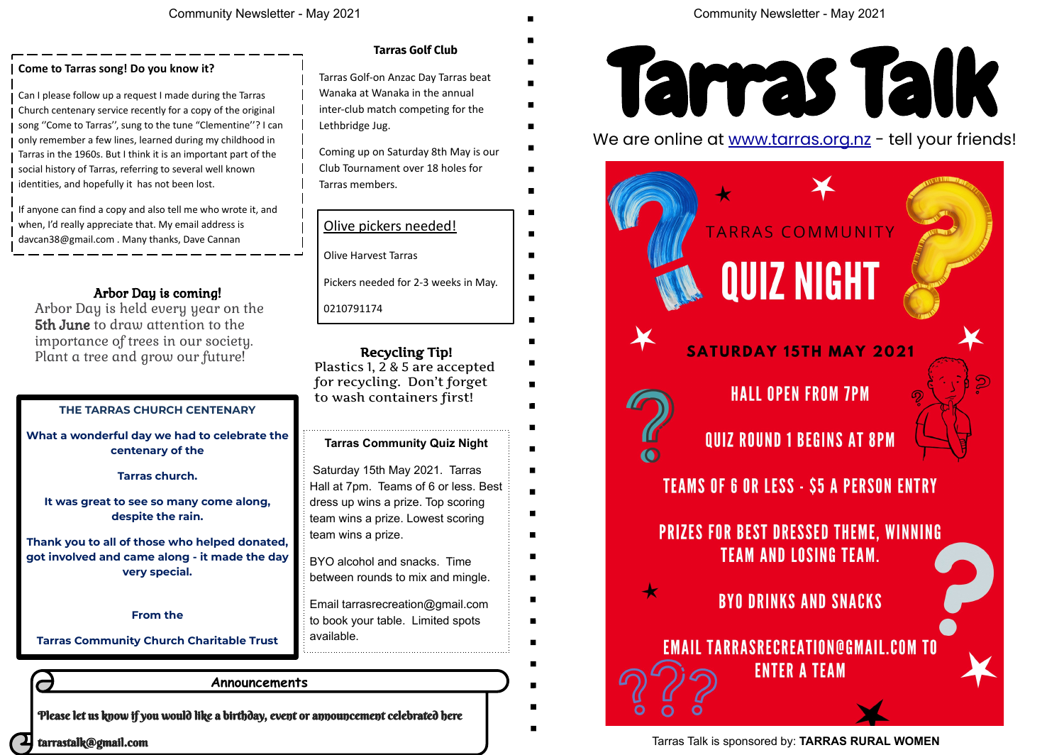## Come to Tarras song! Do you know it?

Can I please follow up a request I made during the Tarras Church centenary service recently for a copy of the original song ''Come to Tarras'', sung to the tune "Clementine''? I can only remember a few lines, learned during my childhood in Tarras in the 1960s. But I think it is an important part of the social history of Tarras, referring to several well known identities, and hopefully it has not been lost.

If anyone can find a copy and also tell me who wrote it, and when, I'd really appreciate that. My email address is davcan38@gmail.com . Many thanks, Dave Cannan

## Arbor Day is coming!

Arbor Day is held every year on the **5th June** to draw attention to the importance of trees in our society. Plant a tree and grow our future!

## THE TARRAS CHURCH CENTENARY

**What a wonderful day we had to celebrate the centenary of the**

**Tarras church.**

**It was great to see so many come along, despite the rain.**

**Thank you to all of those who helped donated, got involved and came along - it made the day very special.**

**From the**

**Tarras Community Church Charitable Trust**

## Tarras Golf Club

Tarras Golf-on Anzac Day Tarras beat Wanaka at Wanaka in the annual inter-club match competing for the Lethbridge Jug.

Coming up on Saturday 8th May is our Club Tournament over 18 holes for Tarras members.

## Olive pickers needed!

Olive Harvest Tarras

Pickers needed for 2-3 weeks in May.

0210791174

## Recycling Tip!

Plastics 1, 2 & 5 are accepted for recycling. Don't forget to wash containers first!

## Tarras Community Quiz Night

Saturday 15th May 2021. Tarras Hall at 7pm. Teams of 6 or less. Best dress up wins a prize. Top scoring team wins a prize. Lowest scoring team wins a prize.

BYO alcohol and snacks. Time between rounds to mix and mingle.

Email tarrasrecreation@gmail.com to book your table. Limited spots available.

## Announcements

*Please let us know if you would like a birthday, event or announcement celebrated here*

**tarrastalk@gmail.com**

# Tarras Talk

We are online at www.tarras.org.nz - tell your friends!

TARRAS COMMUNITY

## QUIZ NIGHT

**SATURDAY 15TH MAY 2021**

HALL OPEN FROM 7PM

QUIZ ROUND 1 BEGINS AT 8PM

TEAMS OF 6 OR LESS - $5 A PERSON ENTRY

PRIZES FOR BEST DRESSED THEME, WINNING TEAM AND LOSING TEAM.

BYO DRINKS AND SNACKS

EMAIL TARRASRECREATION@GMAIL.COM TO ENTER A TEAM

Tarras Talk is sponsored by: **TARRAS RURAL WOMEN**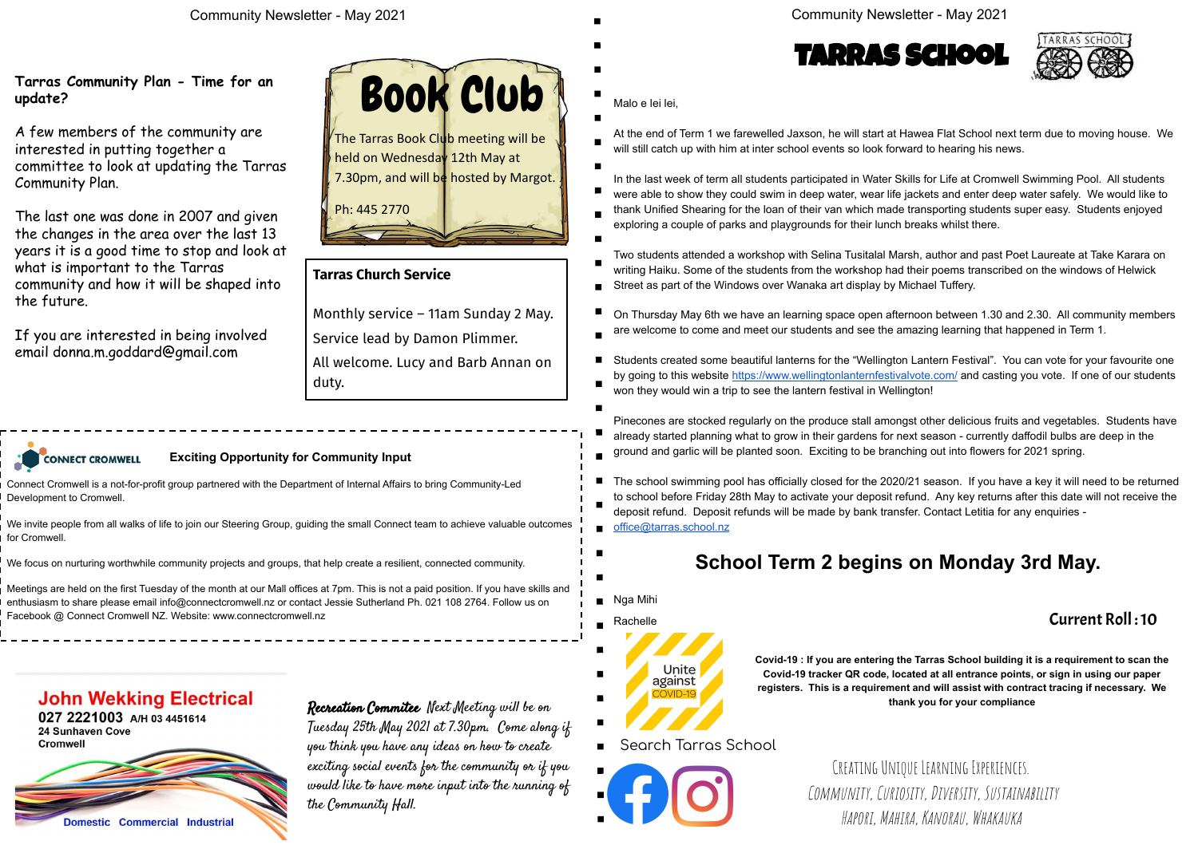## Tarras Community Plan - Time for an update?

A few members of the community are interested in putting together a committee to look at updating the Tarras Community Plan.

The last one was done in 2007 and given the changes in the area over the last 13 years it is a good time to stop and look at what is important to the Tarras community and how it will be shaped into the future.

If you are interested in being involved email donna.m.goddard@gmail.com

## Book Club

The Tarras Book Club meeting will be held on Wednesday 12th May at 7.30pm, and will be hosted by Margot.

Ph: 445 2770

## Tarras Church Service

Monthly service – 11am Sunday 2 May.

Service lead by Damon Plimmer.

All welcome. Lucy and Barb Annan on duty.

## CONNECT CROMWELL — Exciting Opportunity for Community Input

Connect Cromwell is a not-for-profit group partnered with the Department of Internal Affairs to bring Community-Led Development to Cromwell.

We invite people from all walks of life to join our Steering Group, guiding the small Connect team to achieve valuable outcomes for Cromwell.

We focus on nurturing worthwhile community projects and groups, that help create a resilient, connected community.

Meetings are held on the first Tuesday of the month at our Mall offices at 7pm. This is not a paid position. If you have skills and enthusiasm to share please email info@connectcromwell.nz or contact Jessie Sutherland Ph. 021 108 2764. Follow us on Facebook @ Connect Cromwell NZ. Website: www.connectcromwell.nz

## John Wekking Electrical

**027 2221003** A/H 03 4451614
24 Sunhaven Cove
Cromwell

Domestic Commercial Industrial

***Recreation Commitee*** *Next Meeting will be on Tuesday 25th May 2021 at 7.30pm. Come along if you think you have any ideas on how to create exciting social events for the community or if you would like to have more input into the running of the Community Hall.*

# TARRAS SCHOOL

Malo e lei lei,

At the end of Term 1 we farewelled Jaxson, he will start at Hawea Flat School next term due to moving house. We will still catch up with him at inter school events so look forward to hearing his news.

In the last week of term all students participated in Water Skills for Life at Cromwell Swimming Pool. All students were able to show they could swim in deep water, wear life jackets and enter deep water safely. We would like to thank Unified Shearing for the loan of their van which made transporting students super easy. Students enjoyed exploring a couple of parks and playgrounds for their lunch breaks whilst there.

Two students attended a workshop with Selina Tusitalal Marsh, author and past Poet Laureate at Take Karara on writing Haiku. Some of the students from the workshop had their poems transcribed on the windows of Helwick Street as part of the Windows over Wanaka art display by Michael Tuffery.

On Thursday May 6th we have an learning space open afternoon between 1.30 and 2.30. All community members are welcome to come and meet our students and see the amazing learning that happened in Term 1.

Students created some beautiful lanterns for the "Wellington Lantern Festival". You can vote for your favourite one by going to this website https://www.wellingtonlanternfestivalvote.com/ and casting you vote. If one of our students won they would win a trip to see the lantern festival in Wellington!

Pinecones are stocked regularly on the produce stall amongst other delicious fruits and vegetables. Students have already started planning what to grow in their gardens for next season - currently daffodil bulbs are deep in the ground and garlic will be planted soon. Exciting to be branching out into flowers for 2021 spring.

The school swimming pool has officially closed for the 2020/21 season. If you have a key it will need to be returned to school before Friday 28th May to activate your deposit refund. Any key returns after this date will not receive the deposit refund. Deposit refunds will be made by bank transfer. Contact Letitia for any enquiries - office@tarras.school.nz

## School Term 2 begins on Monday 3rd May.

Nga Mihi

Rachelle

**Current Roll : 10**

Unite against COVID-19

**Covid-19 : If you are entering the Tarras School building it is a requirement to scan the Covid-19 tracker QR code, located at all entrance points, or sign in using our paper registers. This is a requirement and will assist with contract tracing if necessary. We thank you for your compliance**

Search Tarras School

Creating Unique Learning Experiences.
Community, Curiosity, Diversity, Sustainability
Hapori, Mahira, Kanorau, Whakauka